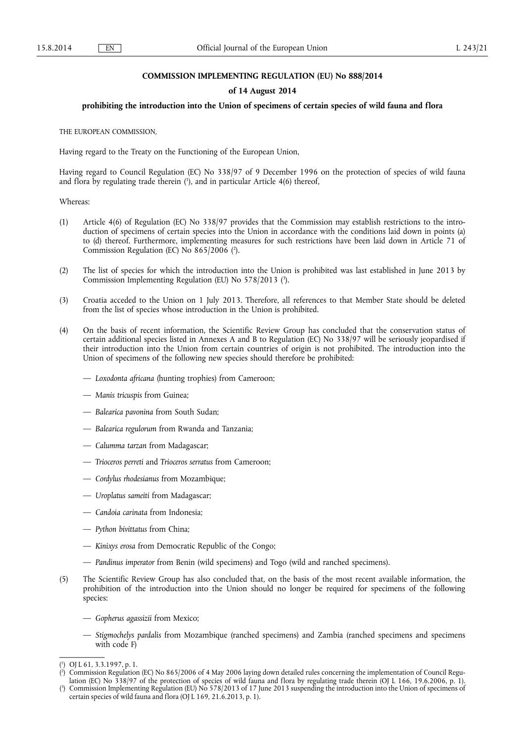**COMMISSION IMPLEMENTING REGULATION (EU) No 888/2014**

**of 14 August 2014**

**prohibiting the introduction into the Union of specimens of certain species of wild fauna and flora**

THE EUROPEAN COMMISSION,

Having regard to the Treaty on the Functioning of the European Union,

Having regard to Council Regulation (EC) No 338/97 of 9 December 1996 on the protection of species of wild fauna and flora by regulating trade therein [1], and in particular Article 4(6) thereof,

Whereas:

(1) Article 4(6) of Regulation (EC) No 338/97 provides that the Commission may establish restrictions to the introduction of specimens of certain species into the Union in accordance with the conditions laid down in points (a) to (d) thereof. Furthermore, implementing measures for such restrictions have been laid down in Article 71 of Commission Regulation (EC) No 865/2006 [2].

(2) The list of species for which the introduction into the Union is prohibited was last established in June 2013 by Commission Implementing Regulation (EU) No 578/2013 [3].

(3) Croatia acceded to the Union on 1 July 2013. Therefore, all references to that Member State should be deleted from the list of species whose introduction in the Union is prohibited.

(4) On the basis of recent information, the Scientific Review Group has concluded that the conservation status of certain additional species listed in Annexes A and B to Regulation (EC) No 338/97 will be seriously jeopardised if their introduction into the Union from certain countries of origin is not prohibited. The introduction into the Union of specimens of the following new species should therefore be prohibited:

— *Loxodonta africana* (hunting trophies) from Cameroon;

— *Manis tricuspis* from Guinea;

— *Balearica pavonina* from South Sudan;

— *Balearica regulorum* from Rwanda and Tanzania;

— *Calumma tarzan* from Madagascar;

— *Trioceros perreti* and *Trioceros serratus* from Cameroon;

— *Cordylus rhodesianus* from Mozambique;

— *Uroplatus sameiti* from Madagascar;

— *Candoia carinata* from Indonesia;

— *Python bivittatus* from China;

— *Kinixys erosa* from Democratic Republic of the Congo;

— *Pandinus imperator* from Benin (wild specimens) and Togo (wild and ranched specimens).

(5) The Scientific Review Group has also concluded that, on the basis of the most recent available information, the prohibition of the introduction into the Union should no longer be required for specimens of the following species:

— *Gopherus agassizii* from Mexico;

— *Stigmochelys pardalis* from Mozambique (ranched specimens) and Zambia (ranched specimens and specimens with code F)

---

[1] OJ L 61, 3.3.1997, p. 1.

[2] Commission Regulation (EC) No 865/2006 of 4 May 2006 laying down detailed rules concerning the implementation of Council Regulation (EC) No 338/97 of the protection of species of wild fauna and flora by regulating trade therein (OJ L 166, 19.6.2006, p. 1).

[3] Commission Implementing Regulation (EU) No 578/2013 of 17 June 2013 suspending the introduction into the Union of specimens of certain species of wild fauna and flora (OJ L 169, 21.6.2013, p. 1).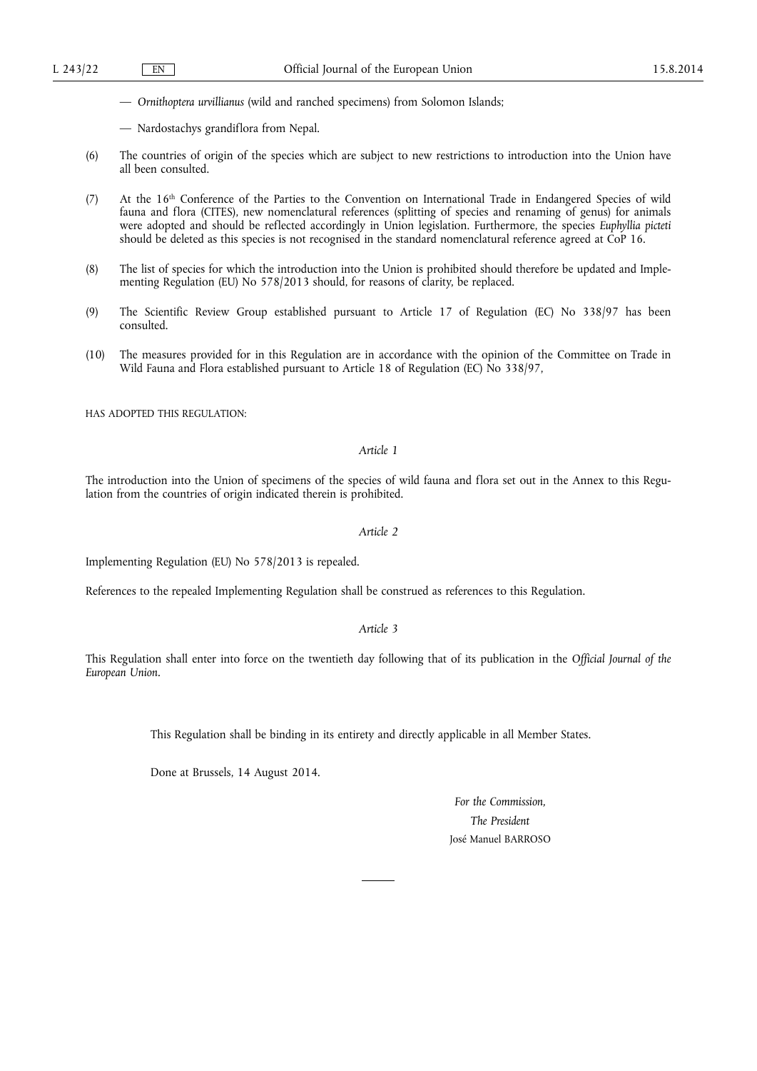— *Ornithoptera urvillianus* (wild and ranched specimens) from Solomon Islands;

— Nardostachys grandiflora from Nepal.

(6) The countries of origin of the species which are subject to new restrictions to introduction into the Union have all been consulted.

(7) At the 16th Conference of the Parties to the Convention on International Trade in Endangered Species of wild fauna and flora (CITES), new nomenclatural references (splitting of species and renaming of genus) for animals were adopted and should be reflected accordingly in Union legislation. Furthermore, the species *Euphyllia picteti* should be deleted as this species is not recognised in the standard nomenclatural reference agreed at CoP 16.

(8) The list of species for which the introduction into the Union is prohibited should therefore be updated and Implementing Regulation (EU) No 578/2013 should, for reasons of clarity, be replaced.

(9) The Scientific Review Group established pursuant to Article 17 of Regulation (EC) No 338/97 has been consulted.

(10) The measures provided for in this Regulation are in accordance with the opinion of the Committee on Trade in Wild Fauna and Flora established pursuant to Article 18 of Regulation (EC) No 338/97,

HAS ADOPTED THIS REGULATION:

*Article 1*

The introduction into the Union of specimens of the species of wild fauna and flora set out in the Annex to this Regulation from the countries of origin indicated therein is prohibited.

*Article 2*

Implementing Regulation (EU) No 578/2013 is repealed.

References to the repealed Implementing Regulation shall be construed as references to this Regulation.

*Article 3*

This Regulation shall enter into force on the twentieth day following that of its publication in the *Official Journal of the European Union*.

This Regulation shall be binding in its entirety and directly applicable in all Member States.

Done at Brussels, 14 August 2014.

*For the Commission,*

*The President*

José Manuel BARROSO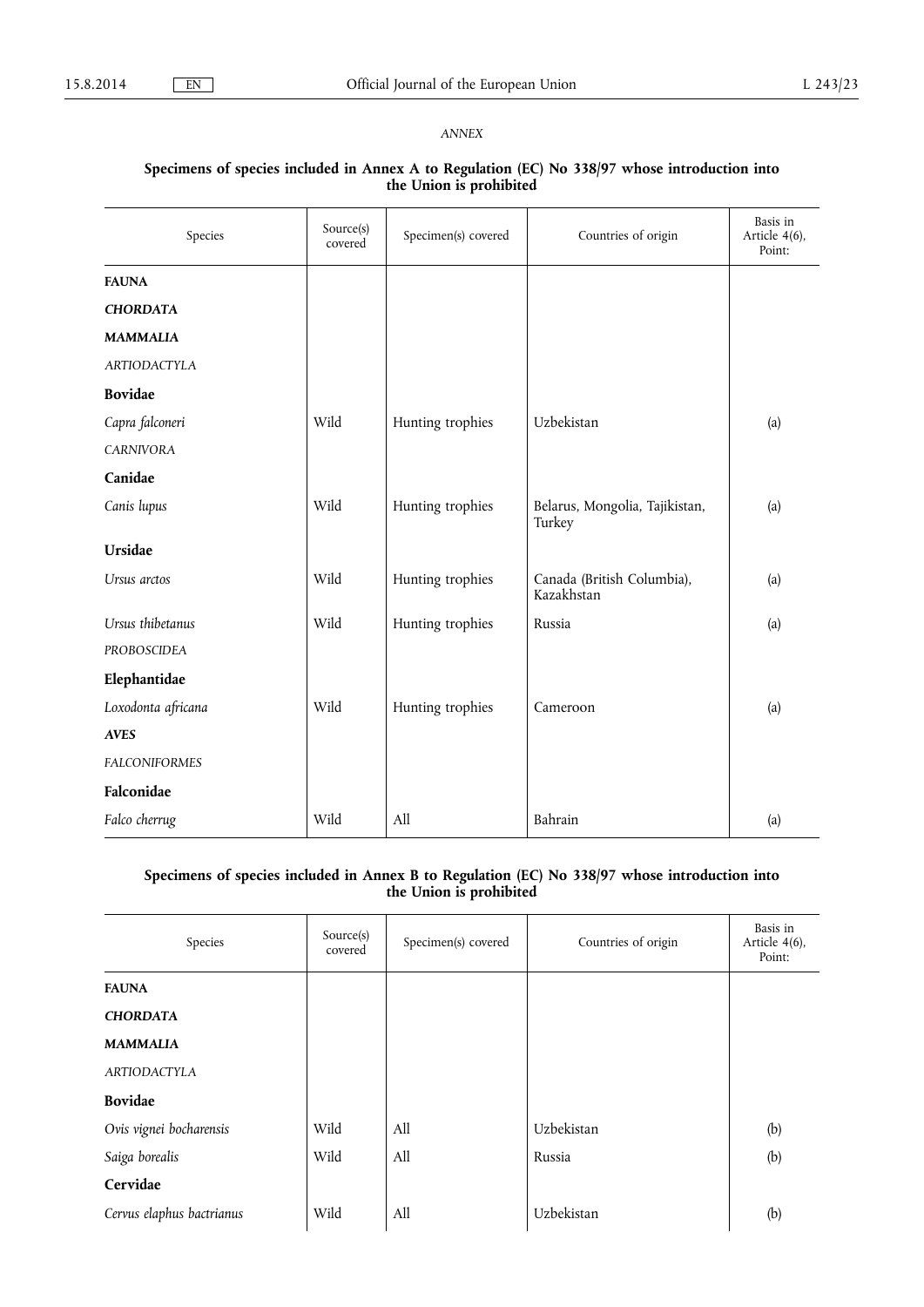*ANNEX*

## Specimens of species included in Annex A to Regulation (EC) No 338/97 whose introduction into the Union is prohibited

| Species | Source(s) covered | Specimen(s) covered | Countries of origin | Basis in Article 4(6), Point: |
|---|---|---|---|---|
| **FAUNA** | | | | |
| ***CHORDATA*** | | | | |
| ***MAMMALIA*** | | | | |
| *ARTIODACTYLA* | | | | |
| **Bovidae** | | | | |
| *Capra falconeri* | Wild | Hunting trophies | Uzbekistan | (a) |
| *CARNIVORA* | | | | |
| **Canidae** | | | | |
| *Canis lupus* | Wild | Hunting trophies | Belarus, Mongolia, Tajikistan, Turkey | (a) |
| **Ursidae** | | | | |
| *Ursus arctos* | Wild | Hunting trophies | Canada (British Columbia), Kazakhstan | (a) |
| *Ursus thibetanus* | Wild | Hunting trophies | Russia | (a) |
| *PROBOSCIDEA* | | | | |
| **Elephantidae** | | | | |
| *Loxodonta africana* | Wild | Hunting trophies | Cameroon | (a) |
| ***AVES*** | | | | |
| *FALCONIFORMES* | | | | |
| **Falconidae** | | | | |
| *Falco cherrug* | Wild | All | Bahrain | (a) |

## Specimens of species included in Annex B to Regulation (EC) No 338/97 whose introduction into the Union is prohibited

| Species | Source(s) covered | Specimen(s) covered | Countries of origin | Basis in Article 4(6), Point: |
|---|---|---|---|---|
| **FAUNA** | | | | |
| ***CHORDATA*** | | | | |
| ***MAMMALIA*** | | | | |
| *ARTIODACTYLA* | | | | |
| **Bovidae** | | | | |
| *Ovis vignei bocharensis* | Wild | All | Uzbekistan | (b) |
| *Saiga borealis* | Wild | All | Russia | (b) |
| **Cervidae** | | | | |
| *Cervus elaphus bactrianus* | Wild | All | Uzbekistan | (b) |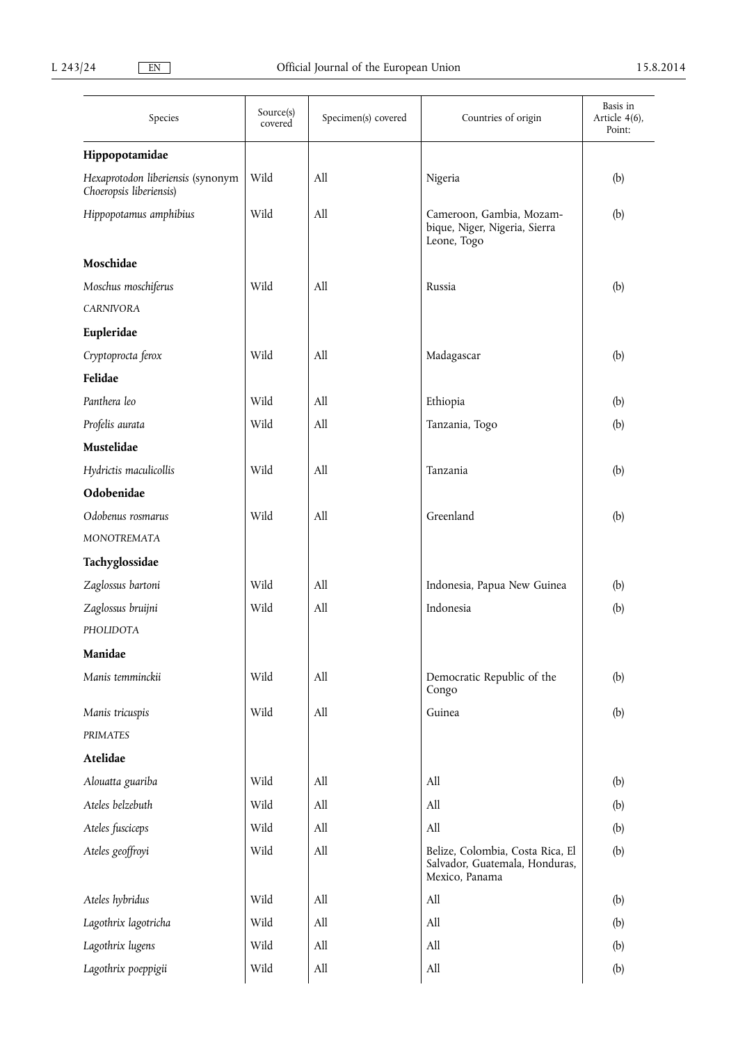| Species | Source(s) covered | Specimen(s) covered | Countries of origin | Basis in Article 4(6), Point: |
|---|---|---|---|---|
| **Hippopotamidae** | | | | |
| *Hexaprotodon liberiensis* (synonym *Choeropsis liberiensis*) | Wild | All | Nigeria | (b) |
| *Hippopotamus amphibius* | Wild | All | Cameroon, Gambia, Mozambique, Niger, Nigeria, Sierra Leone, Togo | (b) |
| **Moschidae** | | | | |
| *Moschus moschiferus* | Wild | All | Russia | (b) |
| *CARNIVORA* | | | | |
| **Eupleridae** | | | | |
| *Cryptoprocta ferox* | Wild | All | Madagascar | (b) |
| **Felidae** | | | | |
| *Panthera leo* | Wild | All | Ethiopia | (b) |
| *Profelis aurata* | Wild | All | Tanzania, Togo | (b) |
| **Mustelidae** | | | | |
| *Hydrictis maculicollis* | Wild | All | Tanzania | (b) |
| **Odobenidae** | | | | |
| *Odobenus rosmarus* | Wild | All | Greenland | (b) |
| *MONOTREMATA* | | | | |
| **Tachyglossidae** | | | | |
| *Zaglossus bartoni* | Wild | All | Indonesia, Papua New Guinea | (b) |
| *Zaglossus bruijni* | Wild | All | Indonesia | (b) |
| *PHOLIDOTA* | | | | |
| **Manidae** | | | | |
| *Manis temminckii* | Wild | All | Democratic Republic of the Congo | (b) |
| *Manis tricuspis* | Wild | All | Guinea | (b) |
| *PRIMATES* | | | | |
| **Atelidae** | | | | |
| *Alouatta guariba* | Wild | All | All | (b) |
| *Ateles belzebuth* | Wild | All | All | (b) |
| *Ateles fusciceps* | Wild | All | All | (b) |
| *Ateles geoffroyi* | Wild | All | Belize, Colombia, Costa Rica, El Salvador, Guatemala, Honduras, Mexico, Panama | (b) |
| *Ateles hybridus* | Wild | All | All | (b) |
| *Lagothrix lagotricha* | Wild | All | All | (b) |
| *Lagothrix lugens* | Wild | All | All | (b) |
| *Lagothrix poeppigii* | Wild | All | All | (b) |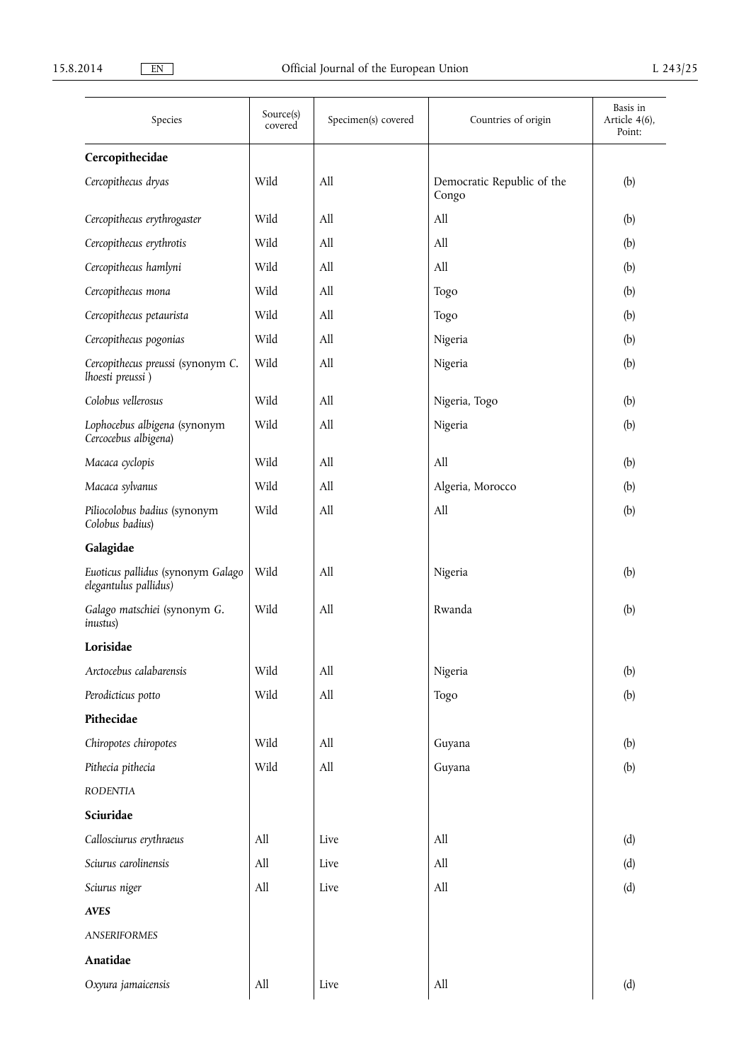| Species | Source(s) covered | Specimen(s) covered | Countries of origin | Basis in Article 4(6), Point: |
|---|---|---|---|---|
| **Cercopithecidae** | | | | |
| *Cercopithecus dryas* | Wild | All | Democratic Republic of the Congo | (b) |
| *Cercopithecus erythrogaster* | Wild | All | All | (b) |
| *Cercopithecus erythrotis* | Wild | All | All | (b) |
| *Cercopithecus hamlyni* | Wild | All | All | (b) |
| *Cercopithecus mona* | Wild | All | Togo | (b) |
| *Cercopithecus petaurista* | Wild | All | Togo | (b) |
| *Cercopithecus pogonias* | Wild | All | Nigeria | (b) |
| *Cercopithecus preussi* (synonym *C. lhoesti preussi* ) | Wild | All | Nigeria | (b) |
| *Colobus vellerosus* | Wild | All | Nigeria, Togo | (b) |
| *Lophocebus albigena* (synonym *Cercocebus albigena*) | Wild | All | Nigeria | (b) |
| *Macaca cyclopis* | Wild | All | All | (b) |
| *Macaca sylvanus* | Wild | All | Algeria, Morocco | (b) |
| *Piliocolobus badius* (synonym *Colobus badius*) | Wild | All | All | (b) |
| **Galagidae** | | | | |
| *Euoticus pallidus* (synonym *Galago elegantulus pallidus*) | Wild | All | Nigeria | (b) |
| *Galago matschiei* (synonym *G. inustus*) | Wild | All | Rwanda | (b) |
| **Lorisidae** | | | | |
| *Arctocebus calabarensis* | Wild | All | Nigeria | (b) |
| *Perodicticus potto* | Wild | All | Togo | (b) |
| **Pithecidae** | | | | |
| *Chiropotes chiropotes* | Wild | All | Guyana | (b) |
| *Pithecia pithecia* | Wild | All | Guyana | (b) |
| *RODENTIA* | | | | |
| **Sciuridae** | | | | |
| *Callosciurus erythraeus* | All | Live | All | (d) |
| *Sciurus carolinensis* | All | Live | All | (d) |
| *Sciurus niger* | All | Live | All | (d) |
| ***AVES*** | | | | |
| *ANSERIFORMES* | | | | |
| **Anatidae** | | | | |
| *Oxyura jamaicensis* | All | Live | All | (d) |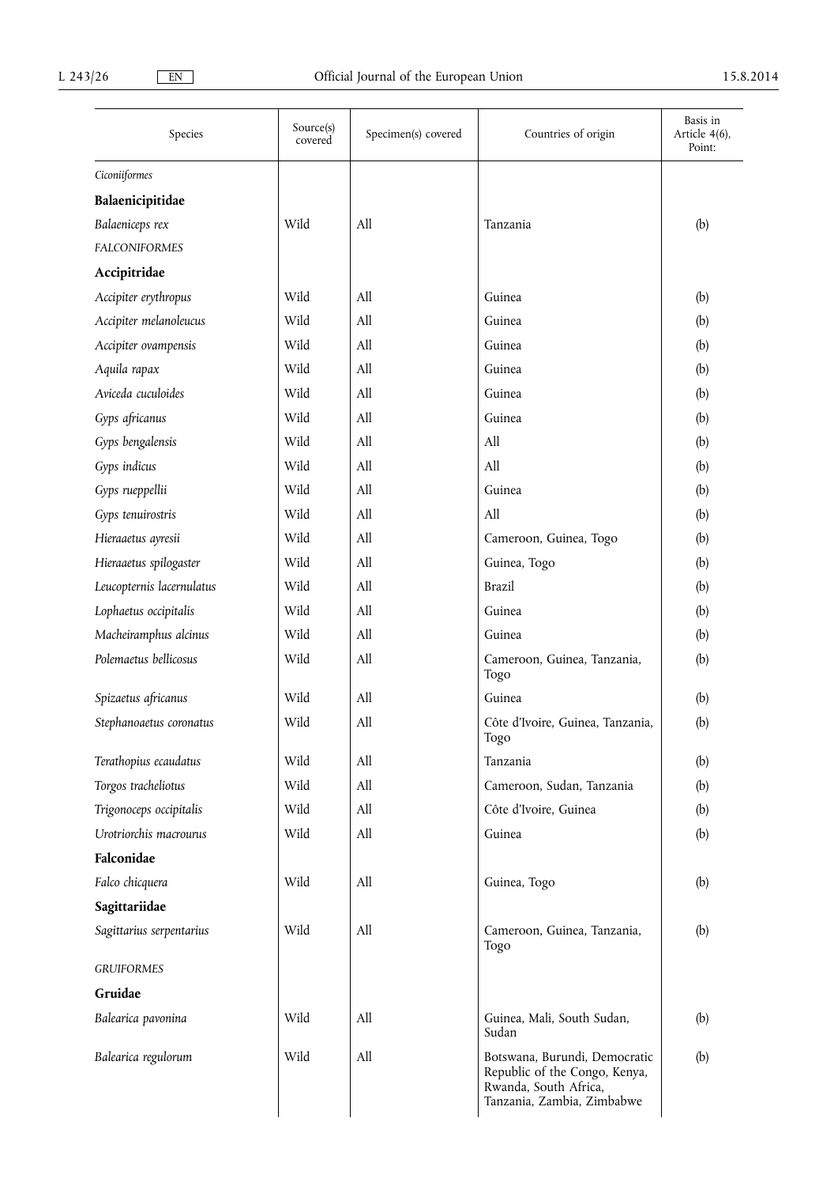| Species | Source(s) covered | Specimen(s) covered | Countries of origin | Basis in Article 4(6), Point: |
|---|---|---|---|---|
| *Ciconiiformes* | | | | |
| **Balaenicipitidae** | | | | |
| *Balaeniceps rex* | Wild | All | Tanzania | (b) |
| *FALCONIFORMES* | | | | |
| **Accipitridae** | | | | |
| *Accipiter erythropus* | Wild | All | Guinea | (b) |
| *Accipiter melanoleucus* | Wild | All | Guinea | (b) |
| *Accipiter ovampensis* | Wild | All | Guinea | (b) |
| *Aquila rapax* | Wild | All | Guinea | (b) |
| *Aviceda cuculoides* | Wild | All | Guinea | (b) |
| *Gyps africanus* | Wild | All | Guinea | (b) |
| *Gyps bengalensis* | Wild | All | All | (b) |
| *Gyps indicus* | Wild | All | All | (b) |
| *Gyps rueppellii* | Wild | All | Guinea | (b) |
| *Gyps tenuirostris* | Wild | All | All | (b) |
| *Hieraaetus ayresii* | Wild | All | Cameroon, Guinea, Togo | (b) |
| *Hieraaetus spilogaster* | Wild | All | Guinea, Togo | (b) |
| *Leucopternis lacernulatus* | Wild | All | Brazil | (b) |
| *Lophaetus occipitalis* | Wild | All | Guinea | (b) |
| *Macheiramphus alcinus* | Wild | All | Guinea | (b) |
| *Polemaetus bellicosus* | Wild | All | Cameroon, Guinea, Tanzania, Togo | (b) |
| *Spizaetus africanus* | Wild | All | Guinea | (b) |
| *Stephanoaetus coronatus* | Wild | All | Côte d'Ivoire, Guinea, Tanzania, Togo | (b) |
| *Terathopius ecaudatus* | Wild | All | Tanzania | (b) |
| *Torgos tracheliotus* | Wild | All | Cameroon, Sudan, Tanzania | (b) |
| *Trigonoceps occipitalis* | Wild | All | Côte d'Ivoire, Guinea | (b) |
| *Urotriorchis macrourus* | Wild | All | Guinea | (b) |
| **Falconidae** | | | | |
| *Falco chicquera* | Wild | All | Guinea, Togo | (b) |
| **Sagittariidae** | | | | |
| *Sagittarius serpentarius* | Wild | All | Cameroon, Guinea, Tanzania, Togo | (b) |
| *GRUIFORMES* | | | | |
| **Gruidae** | | | | |
| *Balearica pavonina* | Wild | All | Guinea, Mali, South Sudan, Sudan | (b) |
| *Balearica regulorum* | Wild | All | Botswana, Burundi, Democratic Republic of the Congo, Kenya, Rwanda, South Africa, Tanzania, Zambia, Zimbabwe | (b) |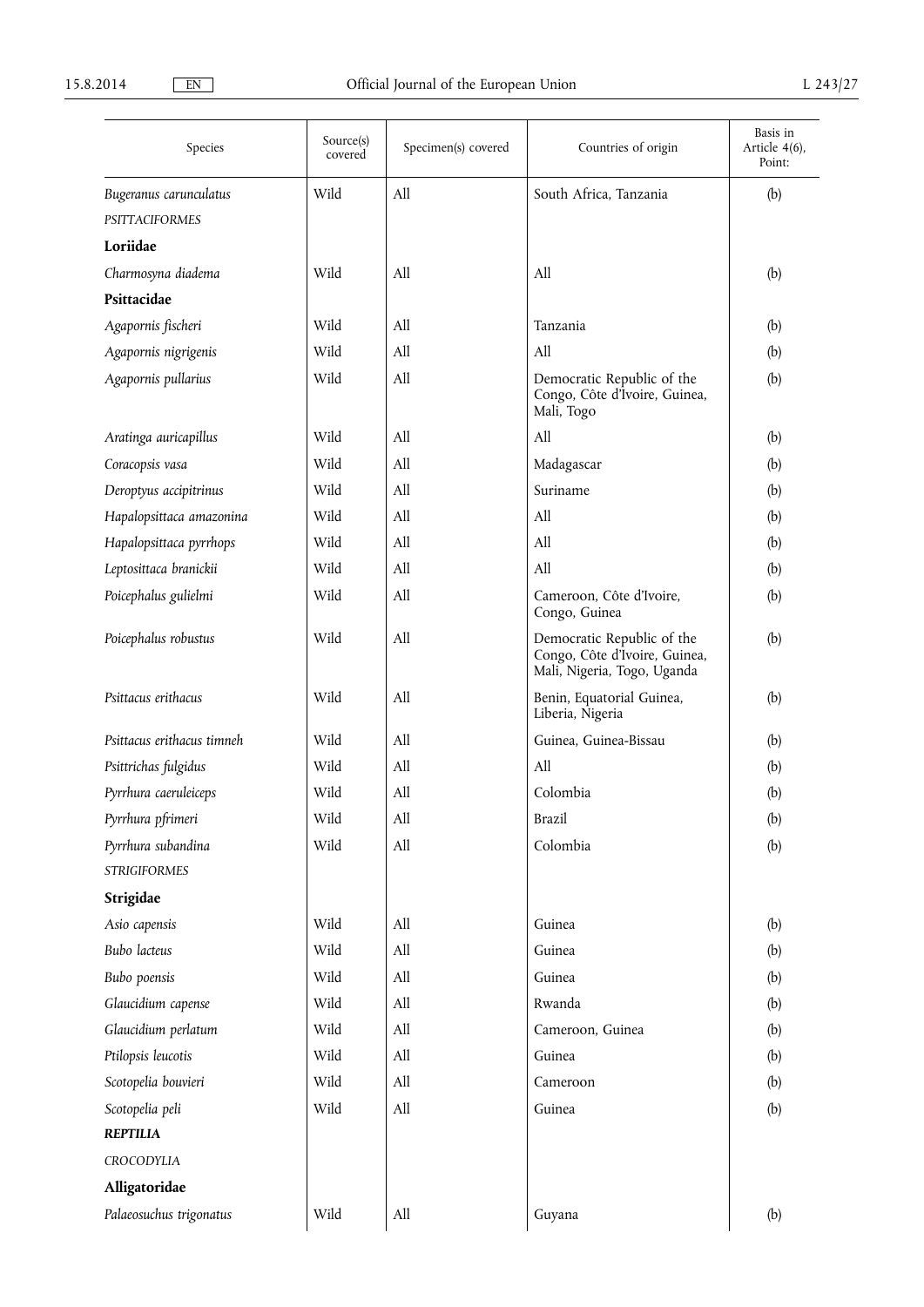| Species | Source(s) covered | Specimen(s) covered | Countries of origin | Basis in Article 4(6), Point: |
|---|---|---|---|---|
| *Bugeranus carunculatus* | Wild | All | South Africa, Tanzania | (b) |
| *PSITTACIFORMES* | | | | |
| **Loriidae** | | | | |
| *Charmosyna diadema* | Wild | All | All | (b) |
| **Psittacidae** | | | | |
| *Agapornis fischeri* | Wild | All | Tanzania | (b) |
| *Agapornis nigrigenis* | Wild | All | All | (b) |
| *Agapornis pullarius* | Wild | All | Democratic Republic of the Congo, Côte d'Ivoire, Guinea, Mali, Togo | (b) |
| *Aratinga auricapillus* | Wild | All | All | (b) |
| *Coracopsis vasa* | Wild | All | Madagascar | (b) |
| *Deroptyus accipitrinus* | Wild | All | Suriname | (b) |
| *Hapalopsittaca amazonina* | Wild | All | All | (b) |
| *Hapalopsittaca pyrrhops* | Wild | All | All | (b) |
| *Leptosittaca branickii* | Wild | All | All | (b) |
| *Poicephalus gulielmi* | Wild | All | Cameroon, Côte d'Ivoire, Congo, Guinea | (b) |
| *Poicephalus robustus* | Wild | All | Democratic Republic of the Congo, Côte d'Ivoire, Guinea, Mali, Nigeria, Togo, Uganda | (b) |
| *Psittacus erithacus* | Wild | All | Benin, Equatorial Guinea, Liberia, Nigeria | (b) |
| *Psittacus erithacus timneh* | Wild | All | Guinea, Guinea-Bissau | (b) |
| *Psittrichas fulgidus* | Wild | All | All | (b) |
| *Pyrrhura caeruleiceps* | Wild | All | Colombia | (b) |
| *Pyrrhura pfrimeri* | Wild | All | Brazil | (b) |
| *Pyrrhura subandina* | Wild | All | Colombia | (b) |
| *STRIGIFORMES* | | | | |
| **Strigidae** | | | | |
| *Asio capensis* | Wild | All | Guinea | (b) |
| *Bubo lacteus* | Wild | All | Guinea | (b) |
| *Bubo poensis* | Wild | All | Guinea | (b) |
| *Glaucidium capense* | Wild | All | Rwanda | (b) |
| *Glaucidium perlatum* | Wild | All | Cameroon, Guinea | (b) |
| *Ptilopsis leucotis* | Wild | All | Guinea | (b) |
| *Scotopelia bouvieri* | Wild | All | Cameroon | (b) |
| *Scotopelia peli* | Wild | All | Guinea | (b) |
| ***REPTILIA*** | | | | |
| *CROCODYLIA* | | | | |
| **Alligatoridae** | | | | |
| *Palaeosuchus trigonatus* | Wild | All | Guyana | (b) |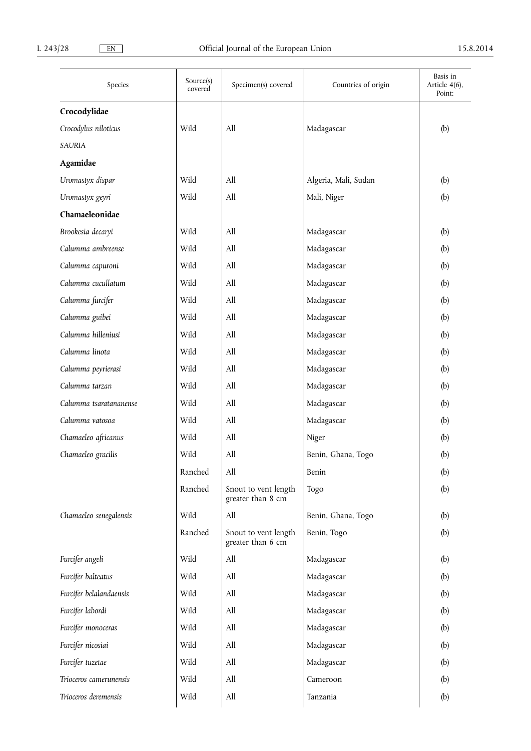| Species | Source(s) covered | Specimen(s) covered | Countries of origin | Basis in Article 4(6), Point: |
|---|---|---|---|---|
| **Crocodylidae** | | | | |
| *Crocodylus niloticus* | Wild | All | Madagascar | (b) |
| *SAURIA* | | | | |
| **Agamidae** | | | | |
| *Uromastyx dispar* | Wild | All | Algeria, Mali, Sudan | (b) |
| *Uromastyx geyri* | Wild | All | Mali, Niger | (b) |
| **Chamaeleonidae** | | | | |
| *Brookesia decaryi* | Wild | All | Madagascar | (b) |
| *Calumma ambreense* | Wild | All | Madagascar | (b) |
| *Calumma capuroni* | Wild | All | Madagascar | (b) |
| *Calumma cucullatum* | Wild | All | Madagascar | (b) |
| *Calumma furcifer* | Wild | All | Madagascar | (b) |
| *Calumma guibei* | Wild | All | Madagascar | (b) |
| *Calumma hilleniusi* | Wild | All | Madagascar | (b) |
| *Calumma linota* | Wild | All | Madagascar | (b) |
| *Calumma peyrierasi* | Wild | All | Madagascar | (b) |
| *Calumma tarzan* | Wild | All | Madagascar | (b) |
| *Calumma tsaratananense* | Wild | All | Madagascar | (b) |
| *Calumma vatosoa* | Wild | All | Madagascar | (b) |
| *Chamaeleo africanus* | Wild | All | Niger | (b) |
| *Chamaeleo gracilis* | Wild | All | Benin, Ghana, Togo | (b) |
| | Ranched | All | Benin | (b) |
| | Ranched | Snout to vent length greater than 8 cm | Togo | (b) |
| *Chamaeleo senegalensis* | Wild | All | Benin, Ghana, Togo | (b) |
| | Ranched | Snout to vent length greater than 6 cm | Benin, Togo | (b) |
| *Furcifer angeli* | Wild | All | Madagascar | (b) |
| *Furcifer balteatus* | Wild | All | Madagascar | (b) |
| *Furcifer belalandaensis* | Wild | All | Madagascar | (b) |
| *Furcifer labordi* | Wild | All | Madagascar | (b) |
| *Furcifer monoceras* | Wild | All | Madagascar | (b) |
| *Furcifer nicosiai* | Wild | All | Madagascar | (b) |
| *Furcifer tuzetae* | Wild | All | Madagascar | (b) |
| *Trioceros camerunensis* | Wild | All | Cameroon | (b) |
| *Trioceros deremensis* | Wild | All | Tanzania | (b) |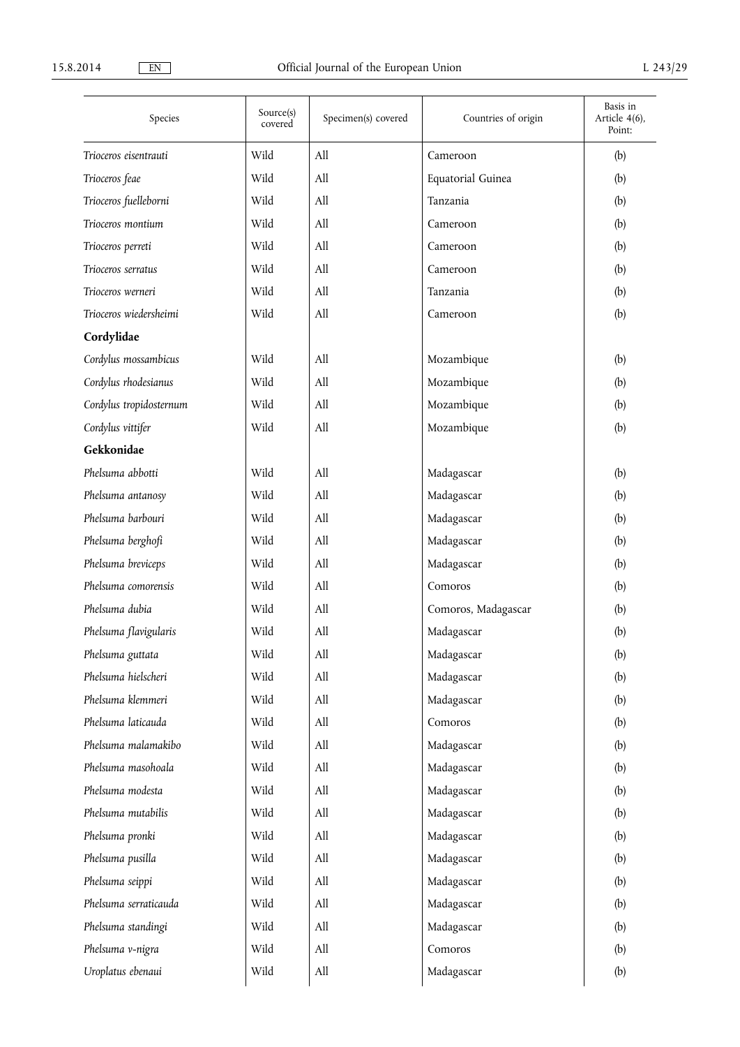| Species | Source(s) covered | Specimen(s) covered | Countries of origin | Basis in Article 4(6), Point: |
|---|---|---|---|---|
| *Trioceros eisentrauti* | Wild | All | Cameroon | (b) |
| *Trioceros feae* | Wild | All | Equatorial Guinea | (b) |
| *Trioceros fuelleborni* | Wild | All | Tanzania | (b) |
| *Trioceros montium* | Wild | All | Cameroon | (b) |
| *Trioceros perreti* | Wild | All | Cameroon | (b) |
| *Trioceros serratus* | Wild | All | Cameroon | (b) |
| *Trioceros werneri* | Wild | All | Tanzania | (b) |
| *Trioceros wiedersheimi* | Wild | All | Cameroon | (b) |
| **Cordylidae** | | | | |
| *Cordylus mossambicus* | Wild | All | Mozambique | (b) |
| *Cordylus rhodesianus* | Wild | All | Mozambique | (b) |
| *Cordylus tropidosternum* | Wild | All | Mozambique | (b) |
| *Cordylus vittifer* | Wild | All | Mozambique | (b) |
| **Gekkonidae** | | | | |
| *Phelsuma abbotti* | Wild | All | Madagascar | (b) |
| *Phelsuma antanosy* | Wild | All | Madagascar | (b) |
| *Phelsuma barbouri* | Wild | All | Madagascar | (b) |
| *Phelsuma berghofi* | Wild | All | Madagascar | (b) |
| *Phelsuma breviceps* | Wild | All | Madagascar | (b) |
| *Phelsuma comorensis* | Wild | All | Comoros | (b) |
| *Phelsuma dubia* | Wild | All | Comoros, Madagascar | (b) |
| *Phelsuma flavigularis* | Wild | All | Madagascar | (b) |
| *Phelsuma guttata* | Wild | All | Madagascar | (b) |
| *Phelsuma hielscheri* | Wild | All | Madagascar | (b) |
| *Phelsuma klemmeri* | Wild | All | Madagascar | (b) |
| *Phelsuma laticauda* | Wild | All | Comoros | (b) |
| *Phelsuma malamakibo* | Wild | All | Madagascar | (b) |
| *Phelsuma masohoala* | Wild | All | Madagascar | (b) |
| *Phelsuma modesta* | Wild | All | Madagascar | (b) |
| *Phelsuma mutabilis* | Wild | All | Madagascar | (b) |
| *Phelsuma pronki* | Wild | All | Madagascar | (b) |
| *Phelsuma pusilla* | Wild | All | Madagascar | (b) |
| *Phelsuma seippi* | Wild | All | Madagascar | (b) |
| *Phelsuma serraticauda* | Wild | All | Madagascar | (b) |
| *Phelsuma standingi* | Wild | All | Madagascar | (b) |
| *Phelsuma v-nigra* | Wild | All | Comoros | (b) |
| *Uroplatus ebenaui* | Wild | All | Madagascar | (b) |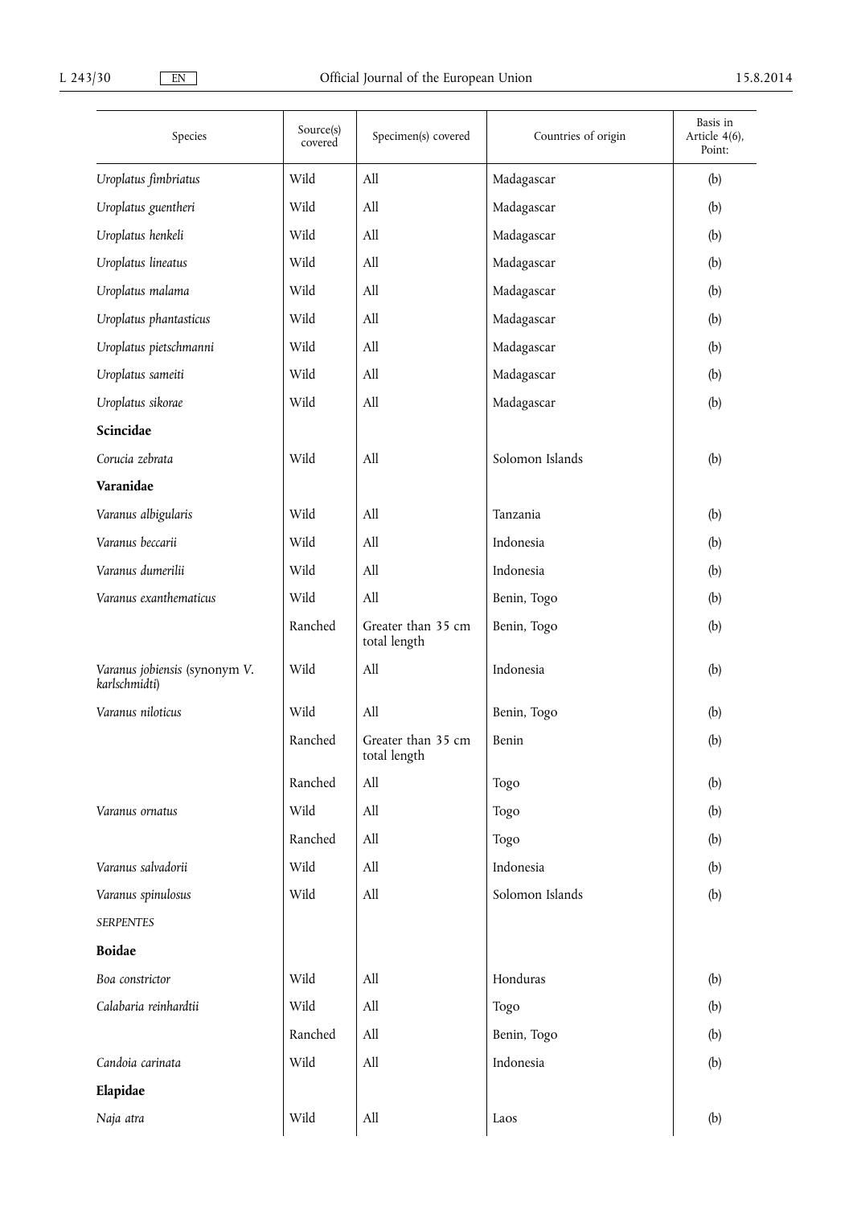| Species | Source(s) covered | Specimen(s) covered | Countries of origin | Basis in Article 4(6), Point: |
|---|---|---|---|---|
| *Uroplatus fimbriatus* | Wild | All | Madagascar | (b) |
| *Uroplatus guentheri* | Wild | All | Madagascar | (b) |
| *Uroplatus henkeli* | Wild | All | Madagascar | (b) |
| *Uroplatus lineatus* | Wild | All | Madagascar | (b) |
| *Uroplatus malama* | Wild | All | Madagascar | (b) |
| *Uroplatus phantasticus* | Wild | All | Madagascar | (b) |
| *Uroplatus pietschmanni* | Wild | All | Madagascar | (b) |
| *Uroplatus sameiti* | Wild | All | Madagascar | (b) |
| *Uroplatus sikorae* | Wild | All | Madagascar | (b) |
| **Scincidae** | | | | |
| *Corucia zebrata* | Wild | All | Solomon Islands | (b) |
| **Varanidae** | | | | |
| *Varanus albigularis* | Wild | All | Tanzania | (b) |
| *Varanus beccarii* | Wild | All | Indonesia | (b) |
| *Varanus dumerilii* | Wild | All | Indonesia | (b) |
| *Varanus exanthematicus* | Wild | All | Benin, Togo | (b) |
| | Ranched | Greater than 35 cm total length | Benin, Togo | (b) |
| *Varanus jobiensis* (synonym *V. karlschmidti*) | Wild | All | Indonesia | (b) |
| *Varanus niloticus* | Wild | All | Benin, Togo | (b) |
| | Ranched | Greater than 35 cm total length | Benin | (b) |
| | Ranched | All | Togo | (b) |
| *Varanus ornatus* | Wild | All | Togo | (b) |
| | Ranched | All | Togo | (b) |
| *Varanus salvadorii* | Wild | All | Indonesia | (b) |
| *Varanus spinulosus* | Wild | All | Solomon Islands | (b) |
| *SERPENTES* | | | | |
| **Boidae** | | | | |
| *Boa constrictor* | Wild | All | Honduras | (b) |
| *Calabaria reinhardtii* | Wild | All | Togo | (b) |
| | Ranched | All | Benin, Togo | (b) |
| *Candoia carinata* | Wild | All | Indonesia | (b) |
| **Elapidae** | | | | |
| *Naja atra* | Wild | All | Laos | (b) |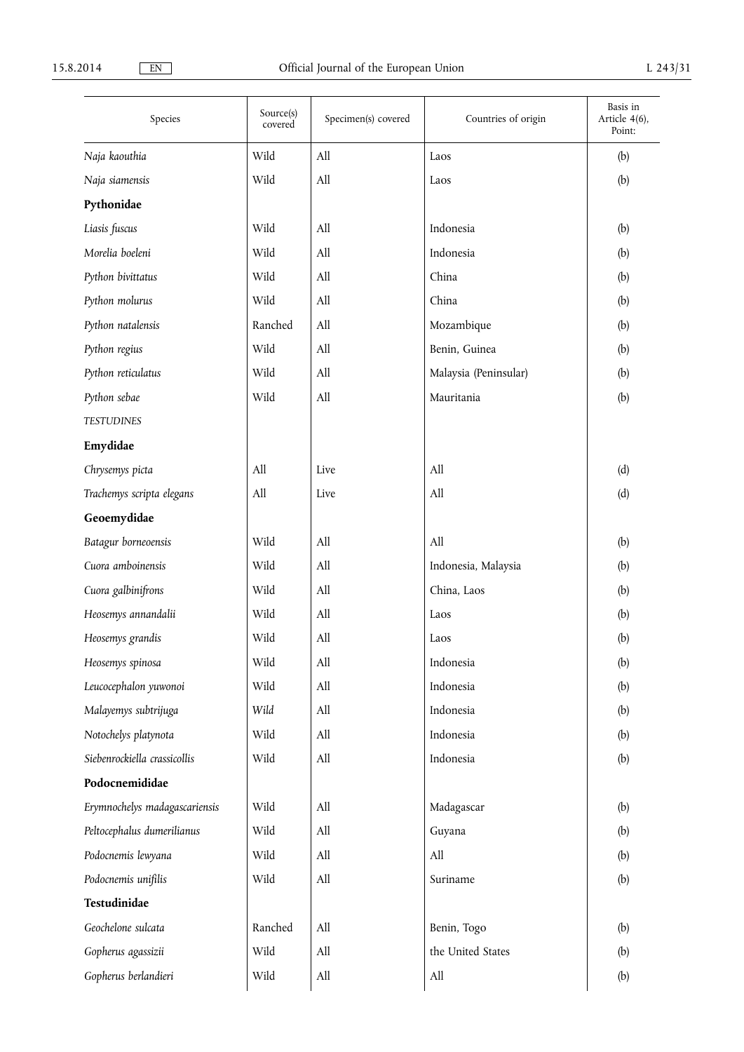| Species | Source(s) covered | Specimen(s) covered | Countries of origin | Basis in Article 4(6), Point: |
|---|---|---|---|---|
| *Naja kaouthia* | Wild | All | Laos | (b) |
| *Naja siamensis* | Wild | All | Laos | (b) |
| **Pythonidae** | | | | |
| *Liasis fuscus* | Wild | All | Indonesia | (b) |
| *Morelia boeleni* | Wild | All | Indonesia | (b) |
| *Python bivittatus* | Wild | All | China | (b) |
| *Python molurus* | Wild | All | China | (b) |
| *Python natalensis* | Ranched | All | Mozambique | (b) |
| *Python regius* | Wild | All | Benin, Guinea | (b) |
| *Python reticulatus* | Wild | All | Malaysia (Peninsular) | (b) |
| *Python sebae* | Wild | All | Mauritania | (b) |
| *TESTUDINES* | | | | |
| **Emydidae** | | | | |
| *Chrysemys picta* | All | Live | All | (d) |
| *Trachemys scripta elegans* | All | Live | All | (d) |
| **Geoemydidae** | | | | |
| *Batagur borneoensis* | Wild | All | All | (b) |
| *Cuora amboinensis* | Wild | All | Indonesia, Malaysia | (b) |
| *Cuora galbinifrons* | Wild | All | China, Laos | (b) |
| *Heosemys annandalii* | Wild | All | Laos | (b) |
| *Heosemys grandis* | Wild | All | Laos | (b) |
| *Heosemys spinosa* | Wild | All | Indonesia | (b) |
| *Leucocephalon yuwonoi* | Wild | All | Indonesia | (b) |
| *Malayemys subtrijuga* | *Wild* | All | Indonesia | (b) |
| *Notochelys platynota* | Wild | All | Indonesia | (b) |
| *Siebenrockiella crassicollis* | Wild | All | Indonesia | (b) |
| **Podocnemididae** | | | | |
| *Erymnochelys madagascariensis* | Wild | All | Madagascar | (b) |
| *Peltocephalus dumerilianus* | Wild | All | Guyana | (b) |
| *Podocnemis lewyana* | Wild | All | All | (b) |
| *Podocnemis unifilis* | Wild | All | Suriname | (b) |
| **Testudinidae** | | | | |
| *Geochelone sulcata* | Ranched | All | Benin, Togo | (b) |
| *Gopherus agassizii* | Wild | All | the United States | (b) |
| *Gopherus berlandieri* | Wild | All | All | (b) |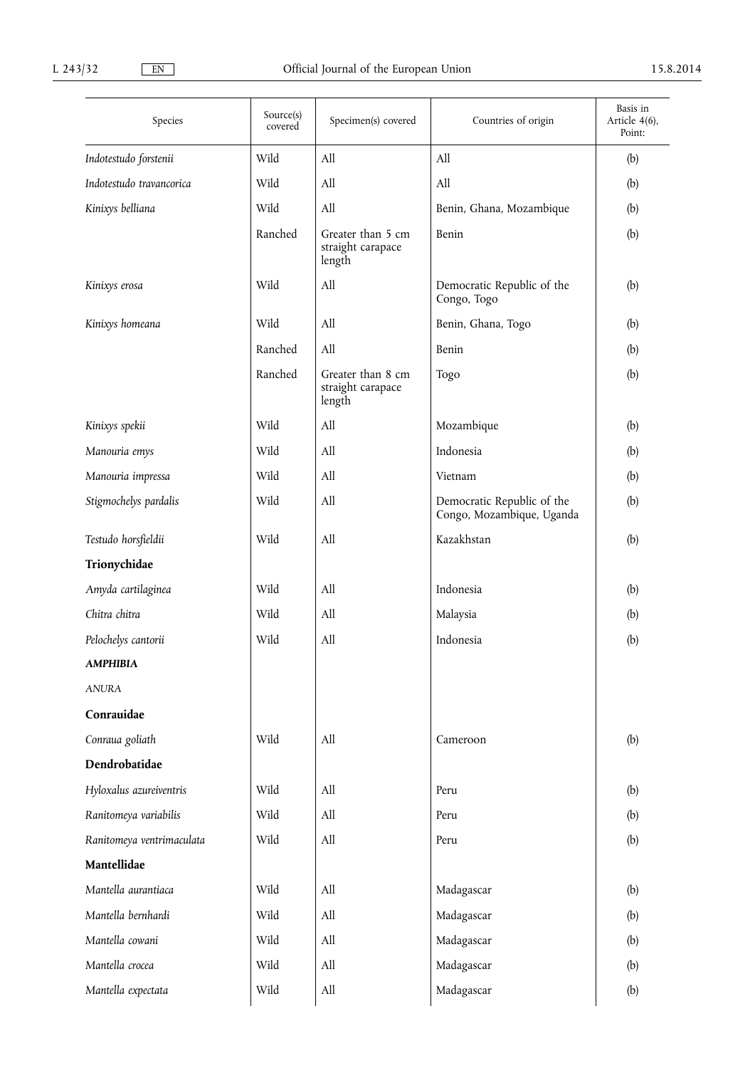| Species | Source(s) covered | Specimen(s) covered | Countries of origin | Basis in Article 4(6), Point: |
|---|---|---|---|---|
| *Indotestudo forstenii* | Wild | All | All | (b) |
| *Indotestudo travancorica* | Wild | All | All | (b) |
| *Kinixys belliana* | Wild | All | Benin, Ghana, Mozambique | (b) |
| | Ranched | Greater than 5 cm straight carapace length | Benin | (b) |
| *Kinixys erosa* | Wild | All | Democratic Republic of the Congo, Togo | (b) |
| *Kinixys homeana* | Wild | All | Benin, Ghana, Togo | (b) |
| | Ranched | All | Benin | (b) |
| | Ranched | Greater than 8 cm straight carapace length | Togo | (b) |
| *Kinixys spekii* | Wild | All | Mozambique | (b) |
| *Manouria emys* | Wild | All | Indonesia | (b) |
| *Manouria impressa* | Wild | All | Vietnam | (b) |
| *Stigmochelys pardalis* | Wild | All | Democratic Republic of the Congo, Mozambique, Uganda | (b) |
| *Testudo horsfieldii* | Wild | All | Kazakhstan | (b) |
| **Trionychidae** | | | | |
| *Amyda cartilaginea* | Wild | All | Indonesia | (b) |
| *Chitra chitra* | Wild | All | Malaysia | (b) |
| *Pelochelys cantorii* | Wild | All | Indonesia | (b) |
| ***AMPHIBIA*** | | | | |
| *ANURA* | | | | |
| **Conrauidae** | | | | |
| *Conraua goliath* | Wild | All | Cameroon | (b) |
| **Dendrobatidae** | | | | |
| *Hyloxalus azureiventris* | Wild | All | Peru | (b) |
| *Ranitomeya variabilis* | Wild | All | Peru | (b) |
| *Ranitomeya ventrimaculata* | Wild | All | Peru | (b) |
| **Mantellidae** | | | | |
| *Mantella aurantiaca* | Wild | All | Madagascar | (b) |
| *Mantella bernhardi* | Wild | All | Madagascar | (b) |
| *Mantella cowani* | Wild | All | Madagascar | (b) |
| *Mantella crocea* | Wild | All | Madagascar | (b) |
| *Mantella expectata* | Wild | All | Madagascar | (b) |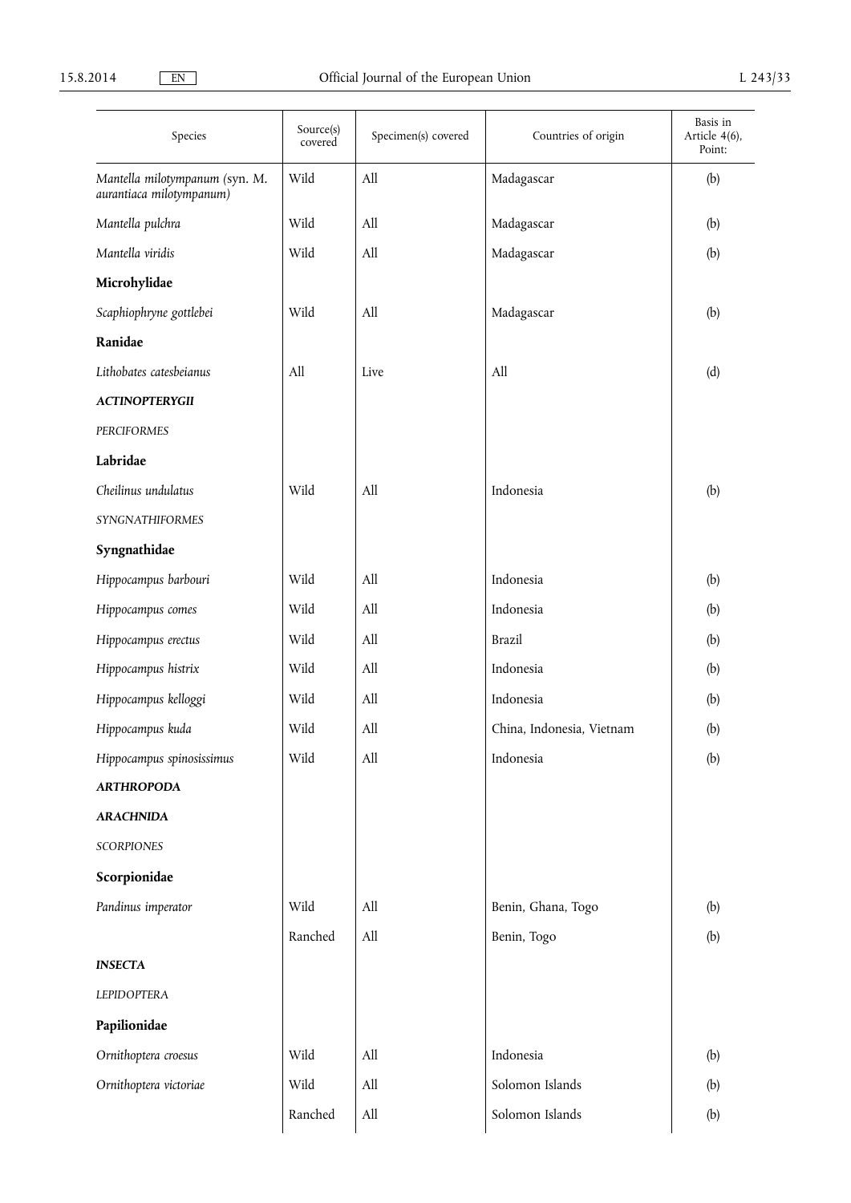| Species | Source(s) covered | Specimen(s) covered | Countries of origin | Basis in Article 4(6), Point: |
|---|---|---|---|---|
| *Mantella milotympanum (syn. M. aurantiaca milotympanum)* | Wild | All | Madagascar | (b) |
| *Mantella pulchra* | Wild | All | Madagascar | (b) |
| *Mantella viridis* | Wild | All | Madagascar | (b) |
| **Microhylidae** | | | | |
| *Scaphiophryne gottlebei* | Wild | All | Madagascar | (b) |
| **Ranidae** | | | | |
| *Lithobates catesbeianus* | All | Live | All | (d) |
| ***ACTINOPTERYGII*** | | | | |
| *PERCIFORMES* | | | | |
| **Labridae** | | | | |
| *Cheilinus undulatus* | Wild | All | Indonesia | (b) |
| *SYNGNATHIFORMES* | | | | |
| **Syngnathidae** | | | | |
| *Hippocampus barbouri* | Wild | All | Indonesia | (b) |
| *Hippocampus comes* | Wild | All | Indonesia | (b) |
| *Hippocampus erectus* | Wild | All | Brazil | (b) |
| *Hippocampus histrix* | Wild | All | Indonesia | (b) |
| *Hippocampus kelloggi* | Wild | All | Indonesia | (b) |
| *Hippocampus kuda* | Wild | All | China, Indonesia, Vietnam | (b) |
| *Hippocampus spinosissimus* | Wild | All | Indonesia | (b) |
| ***ARTHROPODA*** | | | | |
| ***ARACHNIDA*** | | | | |
| *SCORPIONES* | | | | |
| **Scorpionidae** | | | | |
| *Pandinus imperator* | Wild | All | Benin, Ghana, Togo | (b) |
| | Ranched | All | Benin, Togo | (b) |
| ***INSECTA*** | | | | |
| *LEPIDOPTERA* | | | | |
| **Papilionidae** | | | | |
| *Ornithoptera croesus* | Wild | All | Indonesia | (b) |
| *Ornithoptera victoriae* | Wild | All | Solomon Islands | (b) |
| | Ranched | All | Solomon Islands | (b) |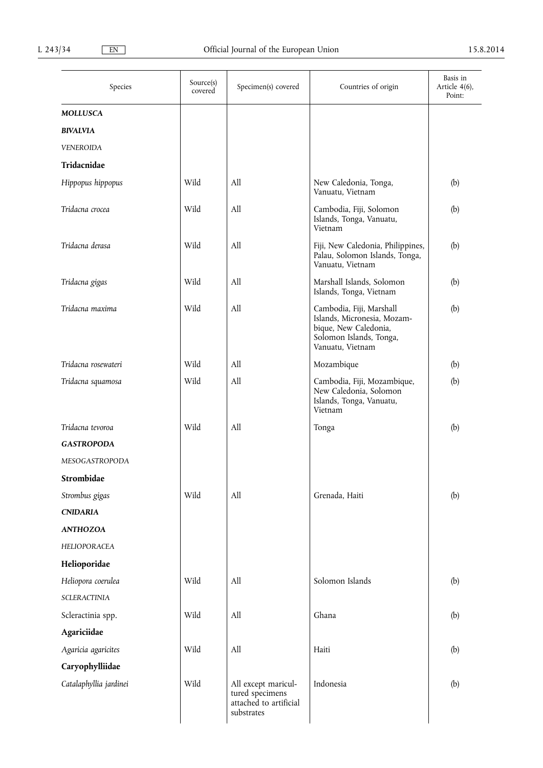| Species | Source(s) covered | Specimen(s) covered | Countries of origin | Basis in Article 4(6), Point: |
|---|---|---|---|---|
| ***MOLLUSCA*** | | | | |
| ***BIVALVIA*** | | | | |
| *VENEROIDA* | | | | |
| **Tridacnidae** | | | | |
| *Hippopus hippopus* | Wild | All | New Caledonia, Tonga, Vanuatu, Vietnam | (b) |
| *Tridacna crocea* | Wild | All | Cambodia, Fiji, Solomon Islands, Tonga, Vanuatu, Vietnam | (b) |
| *Tridacna derasa* | Wild | All | Fiji, New Caledonia, Philippines, Palau, Solomon Islands, Tonga, Vanuatu, Vietnam | (b) |
| *Tridacna gigas* | Wild | All | Marshall Islands, Solomon Islands, Tonga, Vietnam | (b) |
| *Tridacna maxima* | Wild | All | Cambodia, Fiji, Marshall Islands, Micronesia, Mozambique, New Caledonia, Solomon Islands, Tonga, Vanuatu, Vietnam | (b) |
| *Tridacna rosewateri* | Wild | All | Mozambique | (b) |
| *Tridacna squamosa* | Wild | All | Cambodia, Fiji, Mozambique, New Caledonia, Solomon Islands, Tonga, Vanuatu, Vietnam | (b) |
| *Tridacna tevoroa* | Wild | All | Tonga | (b) |
| ***GASTROPODA*** | | | | |
| *MESOGASTROPODA* | | | | |
| **Strombidae** | | | | |
| *Strombus gigas* | Wild | All | Grenada, Haiti | (b) |
| ***CNIDARIA*** | | | | |
| ***ANTHOZOA*** | | | | |
| *HELIOPORACEA* | | | | |
| **Helioporidae** | | | | |
| *Heliopora coerulea* | Wild | All | Solomon Islands | (b) |
| *SCLERACTINIA* | | | | |
| Scleractinia spp. | Wild | All | Ghana | (b) |
| **Agariciidae** | | | | |
| *Agaricia agaricites* | Wild | All | Haiti | (b) |
| **Caryophylliidae** | | | | |
| *Catalaphyllia jardinei* | Wild | All except maricultured specimens attached to artificial substrates | Indonesia | (b) |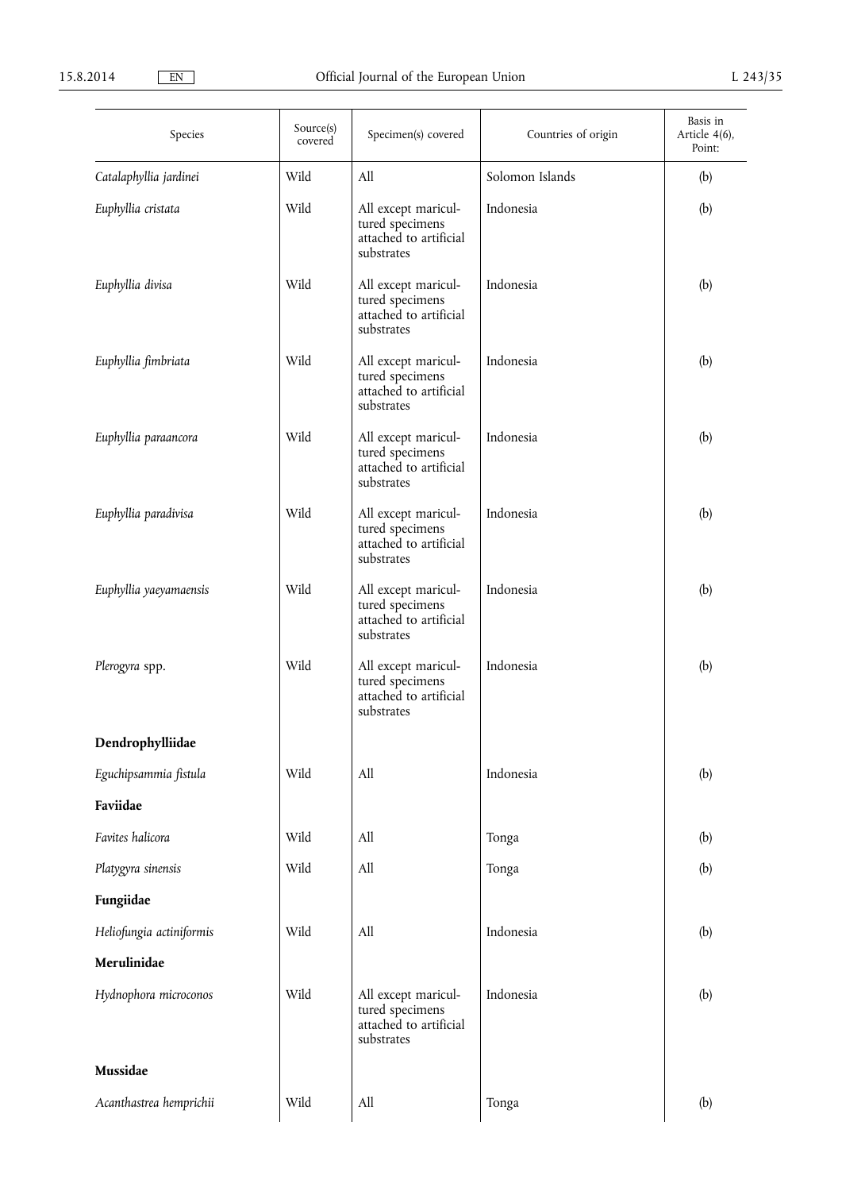| Species | Source(s) covered | Specimen(s) covered | Countries of origin | Basis in Article 4(6), Point: |
|---|---|---|---|---|
| *Catalaphyllia jardinei* | Wild | All | Solomon Islands | (b) |
| *Euphyllia cristata* | Wild | All except maricultured specimens attached to artificial substrates | Indonesia | (b) |
| *Euphyllia divisa* | Wild | All except maricultured specimens attached to artificial substrates | Indonesia | (b) |
| *Euphyllia fimbriata* | Wild | All except maricultured specimens attached to artificial substrates | Indonesia | (b) |
| *Euphyllia paraancora* | Wild | All except maricultured specimens attached to artificial substrates | Indonesia | (b) |
| *Euphyllia paradivisa* | Wild | All except maricultured specimens attached to artificial substrates | Indonesia | (b) |
| *Euphyllia yaeyamaensis* | Wild | All except maricultured specimens attached to artificial substrates | Indonesia | (b) |
| *Plerogyra* spp. | Wild | All except maricultured specimens attached to artificial substrates | Indonesia | (b) |
| **Dendrophylliidae** | | | | |
| *Eguchipsammia fistula* | Wild | All | Indonesia | (b) |
| **Faviidae** | | | | |
| *Favites halicora* | Wild | All | Tonga | (b) |
| *Platygyra sinensis* | Wild | All | Tonga | (b) |
| **Fungiidae** | | | | |
| *Heliofungia actiniformis* | Wild | All | Indonesia | (b) |
| **Merulinidae** | | | | |
| *Hydnophora microconos* | Wild | All except maricultured specimens attached to artificial substrates | Indonesia | (b) |
| **Mussidae** | | | | |
| *Acanthastrea hemprichii* | Wild | All | Tonga | (b) |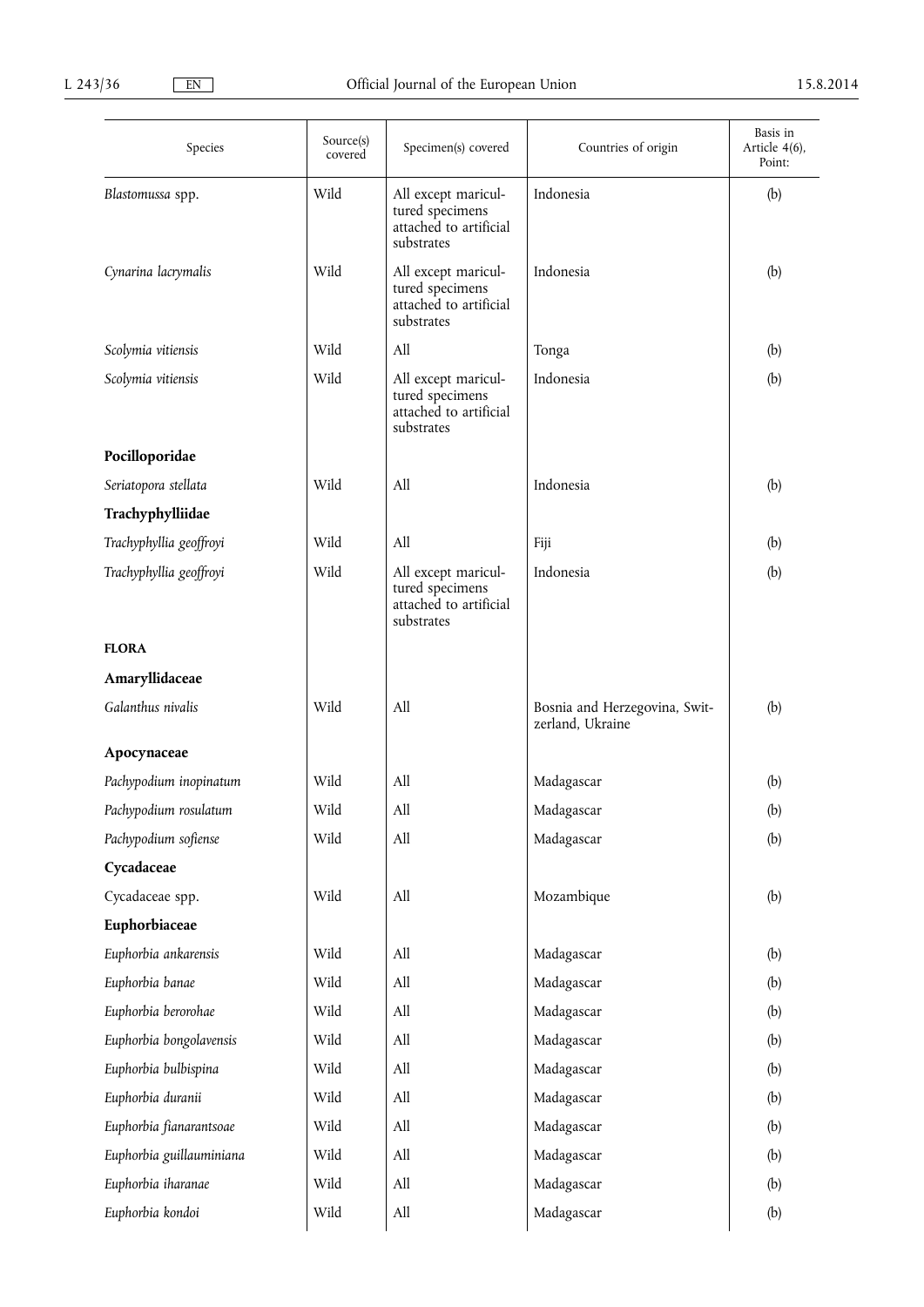| Species | Source(s) covered | Specimen(s) covered | Countries of origin | Basis in Article 4(6), Point: |
|---|---|---|---|---|
| *Blastomussa* spp. | Wild | All except maricultured specimens attached to artificial substrates | Indonesia | (b) |
| *Cynarina lacrymalis* | Wild | All except maricultured specimens attached to artificial substrates | Indonesia | (b) |
| *Scolymia vitiensis* | Wild | All | Tonga | (b) |
| *Scolymia vitiensis* | Wild | All except maricultured specimens attached to artificial substrates | Indonesia | (b) |
| **Pocilloporidae** | | | | |
| *Seriatopora stellata* | Wild | All | Indonesia | (b) |
| **Trachyphylliidae** | | | | |
| *Trachyphyllia geoffroyi* | Wild | All | Fiji | (b) |
| *Trachyphyllia geoffroyi* | Wild | All except maricultured specimens attached to artificial substrates | Indonesia | (b) |
| **FLORA** | | | | |
| **Amaryllidaceae** | | | | |
| *Galanthus nivalis* | Wild | All | Bosnia and Herzegovina, Switzerland, Ukraine | (b) |
| **Apocynaceae** | | | | |
| *Pachypodium inopinatum* | Wild | All | Madagascar | (b) |
| *Pachypodium rosulatum* | Wild | All | Madagascar | (b) |
| *Pachypodium sofiense* | Wild | All | Madagascar | (b) |
| **Cycadaceae** | | | | |
| Cycadaceae spp. | Wild | All | Mozambique | (b) |
| **Euphorbiaceae** | | | | |
| *Euphorbia ankarensis* | Wild | All | Madagascar | (b) |
| *Euphorbia banae* | Wild | All | Madagascar | (b) |
| *Euphorbia berorohae* | Wild | All | Madagascar | (b) |
| *Euphorbia bongolavensis* | Wild | All | Madagascar | (b) |
| *Euphorbia bulbispina* | Wild | All | Madagascar | (b) |
| *Euphorbia duranii* | Wild | All | Madagascar | (b) |
| *Euphorbia fianarantsoae* | Wild | All | Madagascar | (b) |
| *Euphorbia guillauminiana* | Wild | All | Madagascar | (b) |
| *Euphorbia iharanae* | Wild | All | Madagascar | (b) |
| *Euphorbia kondoi* | Wild | All | Madagascar | (b) |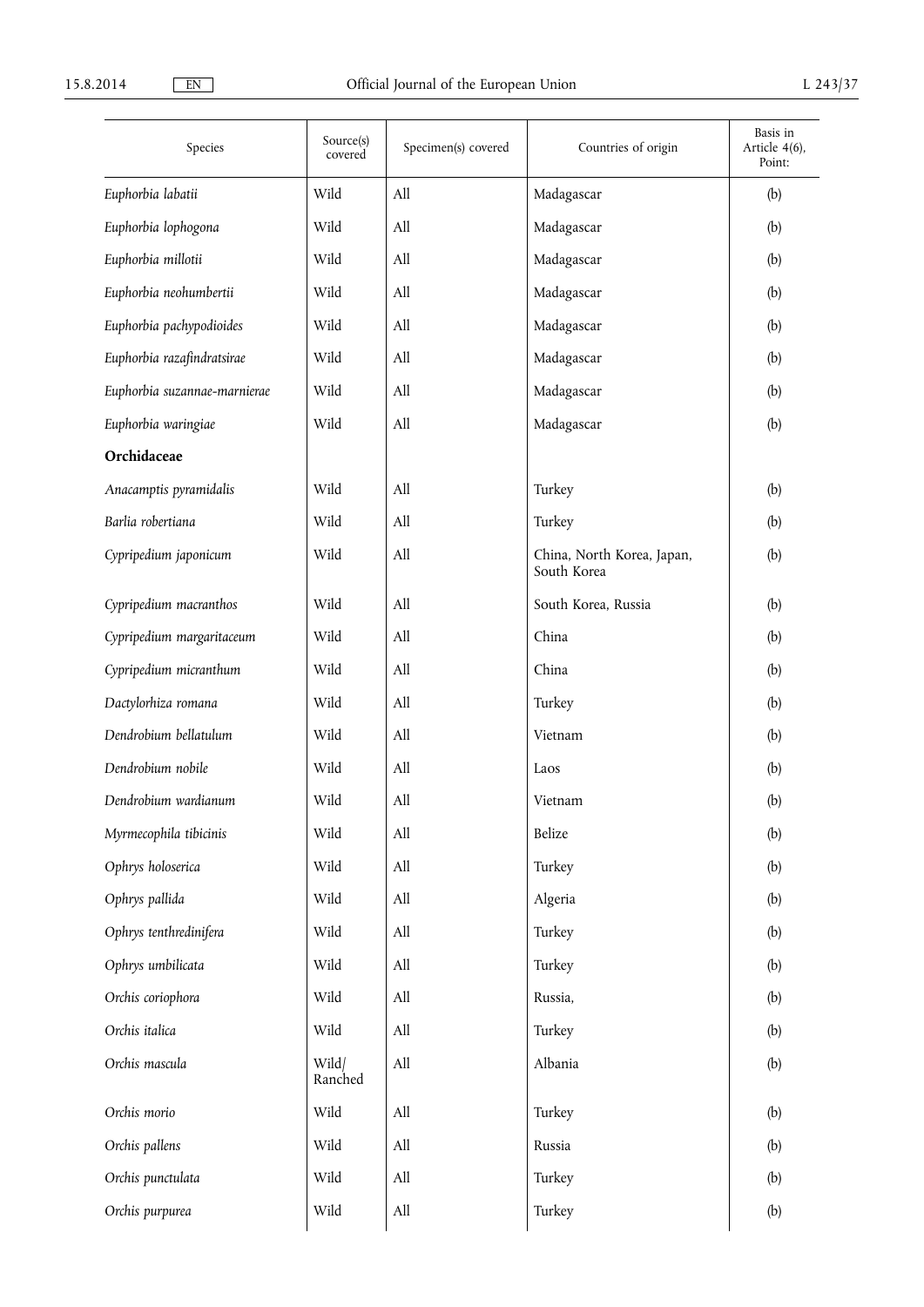| Species | Source(s) covered | Specimen(s) covered | Countries of origin | Basis in Article 4(6), Point: |
|---|---|---|---|---|
| *Euphorbia labatii* | Wild | All | Madagascar | (b) |
| *Euphorbia lophogona* | Wild | All | Madagascar | (b) |
| *Euphorbia millotii* | Wild | All | Madagascar | (b) |
| *Euphorbia neohumbertii* | Wild | All | Madagascar | (b) |
| *Euphorbia pachypodioides* | Wild | All | Madagascar | (b) |
| *Euphorbia razafindratsirae* | Wild | All | Madagascar | (b) |
| *Euphorbia suzannae-marnierae* | Wild | All | Madagascar | (b) |
| *Euphorbia waringiae* | Wild | All | Madagascar | (b) |
| **Orchidaceae** | | | | |
| *Anacamptis pyramidalis* | Wild | All | Turkey | (b) |
| *Barlia robertiana* | Wild | All | Turkey | (b) |
| *Cypripedium japonicum* | Wild | All | China, North Korea, Japan, South Korea | (b) |
| *Cypripedium macranthos* | Wild | All | South Korea, Russia | (b) |
| *Cypripedium margaritaceum* | Wild | All | China | (b) |
| *Cypripedium micranthum* | Wild | All | China | (b) |
| *Dactylorhiza romana* | Wild | All | Turkey | (b) |
| *Dendrobium bellatulum* | Wild | All | Vietnam | (b) |
| *Dendrobium nobile* | Wild | All | Laos | (b) |
| *Dendrobium wardianum* | Wild | All | Vietnam | (b) |
| *Myrmecophila tibicinis* | Wild | All | Belize | (b) |
| *Ophrys holoserica* | Wild | All | Turkey | (b) |
| *Ophrys pallida* | Wild | All | Algeria | (b) |
| *Ophrys tenthredinifera* | Wild | All | Turkey | (b) |
| *Ophrys umbilicata* | Wild | All | Turkey | (b) |
| *Orchis coriophora* | Wild | All | Russia, | (b) |
| *Orchis italica* | Wild | All | Turkey | (b) |
| *Orchis mascula* | Wild/ Ranched | All | Albania | (b) |
| *Orchis morio* | Wild | All | Turkey | (b) |
| *Orchis pallens* | Wild | All | Russia | (b) |
| *Orchis punctulata* | Wild | All | Turkey | (b) |
| *Orchis purpurea* | Wild | All | Turkey | (b) |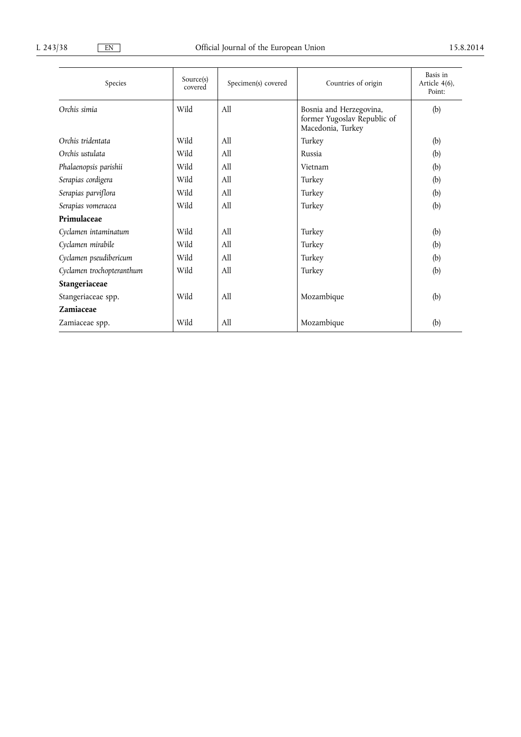| Species | Source(s) covered | Specimen(s) covered | Countries of origin | Basis in Article 4(6), Point: |
|---|---|---|---|---|
| *Orchis simia* | Wild | All | Bosnia and Herzegovina, former Yugoslav Republic of Macedonia, Turkey | (b) |
| *Orchis tridentata* | Wild | All | Turkey | (b) |
| *Orchis ustulata* | Wild | All | Russia | (b) |
| *Phalaenopsis parishii* | Wild | All | Vietnam | (b) |
| *Serapias cordigera* | Wild | All | Turkey | (b) |
| *Serapias parviflora* | Wild | All | Turkey | (b) |
| *Serapias vomeracea* | Wild | All | Turkey | (b) |
| **Primulaceae** | | | | |
| *Cyclamen intaminatum* | Wild | All | Turkey | (b) |
| *Cyclamen mirabile* | Wild | All | Turkey | (b) |
| *Cyclamen pseudibericum* | Wild | All | Turkey | (b) |
| *Cyclamen trochopteranthum* | Wild | All | Turkey | (b) |
| **Stangeriaceae** | | | | |
| Stangeriaceae spp. | Wild | All | Mozambique | (b) |
| **Zamiaceae** | | | | |
| Zamiaceae spp. | Wild | All | Mozambique | (b) |